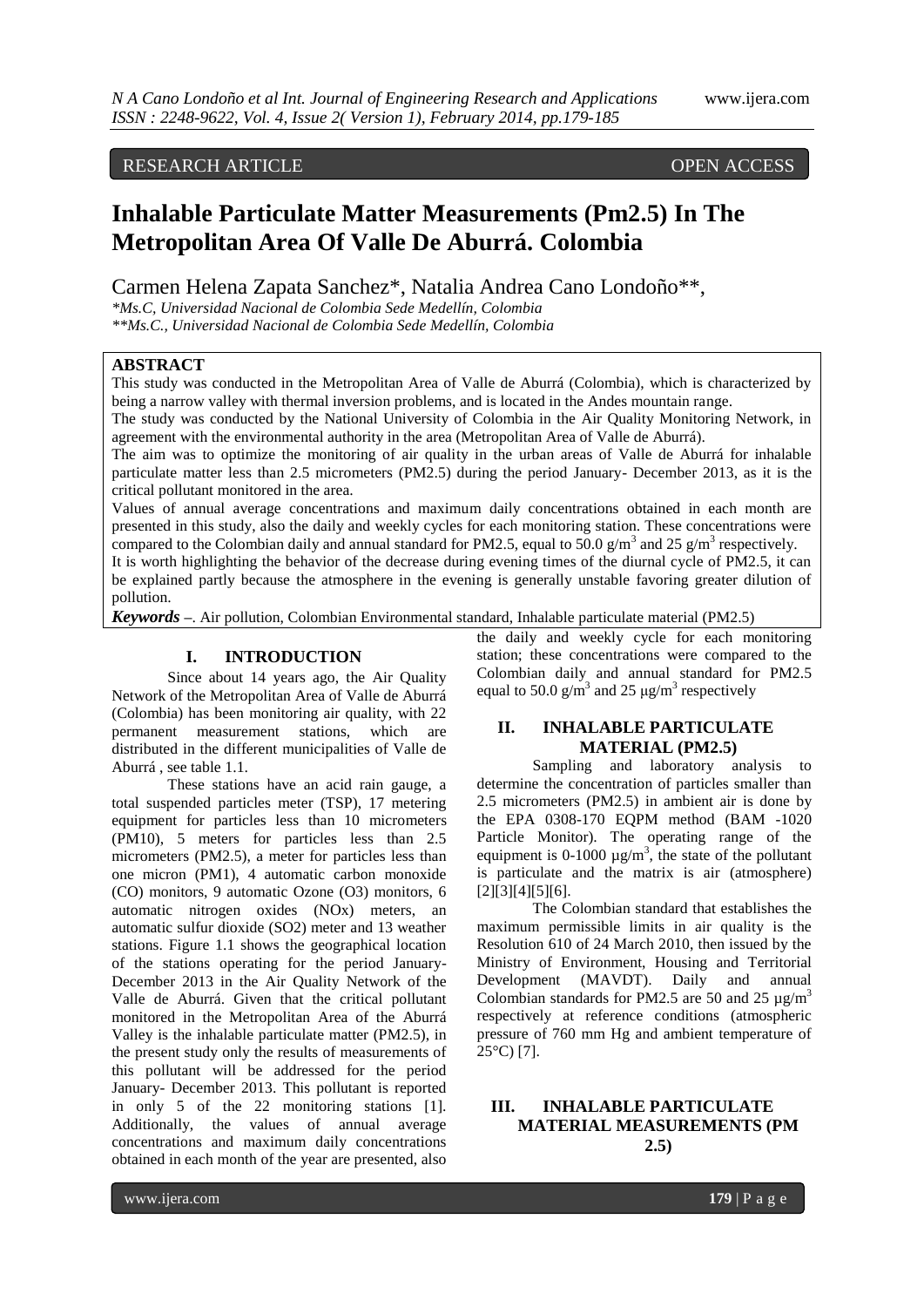RESEARCH ARTICLE OPEN ACCESS

# Inhalable Particulate Matter Measurements (Pm2.5) In The Metropolitan Area Of Valle De Aburrá. Colombia

Carmen Helena Zapata Sanchez*, Natalia Andrea Cano Londoño**,

*Ms.C, Universidad Nacional de Colombia Sede Medellín, Colombia

**Ms.C., Universidad Nacional de Colombia Sede Medellín, Colombia

## ABSTRACT

This study was conducted in the Metropolitan Area of Valle de Aburrá (Colombia), which is characterized by being a narrow valley with thermal inversion problems, and is located in the Andes mountain range.

The study was conducted by the National University of Colombia in the Air Quality Monitoring Network, in agreement with the environmental authority in the area (Metropolitan Area of Valle de Aburrá).

The aim was to optimize the monitoring of air quality in the urban areas of Valle de Aburrá for inhalable particulate matter less than 2.5 micrometers (PM2.5) during the period January- December 2013, as it is the critical pollutant monitored in the area.

Values of annual average concentrations and maximum daily concentrations obtained in each month are presented in this study, also the daily and weekly cycles for each monitoring station. These concentrations were compared to the Colombian daily and annual standard for PM2.5, equal to 50.0 g/m$^3$ and 25 g/m$^3$ respectively.

It is worth highlighting the behavior of the decrease during evening times of the diurnal cycle of PM2.5, it can be explained partly because the atmosphere in the evening is generally unstable favoring greater dilution of pollution.

***Keywords*** –. Air pollution, Colombian Environmental standard, Inhalable particulate material (PM2.5)

## I. INTRODUCTION

Since about 14 years ago, the Air Quality Network of the Metropolitan Area of Valle de Aburrá (Colombia) has been monitoring air quality, with 22 permanent measurement stations, which are distributed in the different municipalities of Valle de Aburrá , see table 1.1.

These stations have an acid rain gauge, a total suspended particles meter (TSP), 17 metering equipment for particles less than 10 micrometers (PM10), 5 meters for particles less than 2.5 micrometers (PM2.5), a meter for particles less than one micron (PM1), 4 automatic carbon monoxide (CO) monitors, 9 automatic Ozone (O3) monitors, 6 automatic nitrogen oxides (NOx) meters, an automatic sulfur dioxide (SO2) meter and 13 weather stations. Figure 1.1 shows the geographical location of the stations operating for the period January-December 2013 in the Air Quality Network of the Valle de Aburrá. Given that the critical pollutant monitored in the Metropolitan Area of the Aburrá Valley is the inhalable particulate matter (PM2.5), in the present study only the results of measurements of this pollutant will be addressed for the period January- December 2013. This pollutant is reported in only 5 of the 22 monitoring stations [1]. Additionally, the values of annual average concentrations and maximum daily concentrations obtained in each month of the year are presented, also the daily and weekly cycle for each monitoring station; these concentrations were compared to the Colombian daily and annual standard for PM2.5 equal to 50.0 g/m$^3$ and 25 µg/m$^3$ respectively

## II. INHALABLE PARTICULATE MATERIAL (PM2.5)

Sampling and laboratory analysis to determine the concentration of particles smaller than 2.5 micrometers (PM2.5) in ambient air is done by the EPA 0308-170 EQPM method (BAM -1020 Particle Monitor). The operating range of the equipment is 0-1000 µg/m$^3$, the state of the pollutant is particulate and the matrix is air (atmosphere) [2][3][4][5][6].

The Colombian standard that establishes the maximum permissible limits in air quality is the Resolution 610 of 24 March 2010, then issued by the Ministry of Environment, Housing and Territorial Development (MAVDT). Daily and annual Colombian standards for PM2.5 are 50 and 25 µg/m$^3$ respectively at reference conditions (atmospheric pressure of 760 mm Hg and ambient temperature of 25°C) [7].

## III. INHALABLE PARTICULATE MATERIAL MEASUREMENTS (PM 2.5)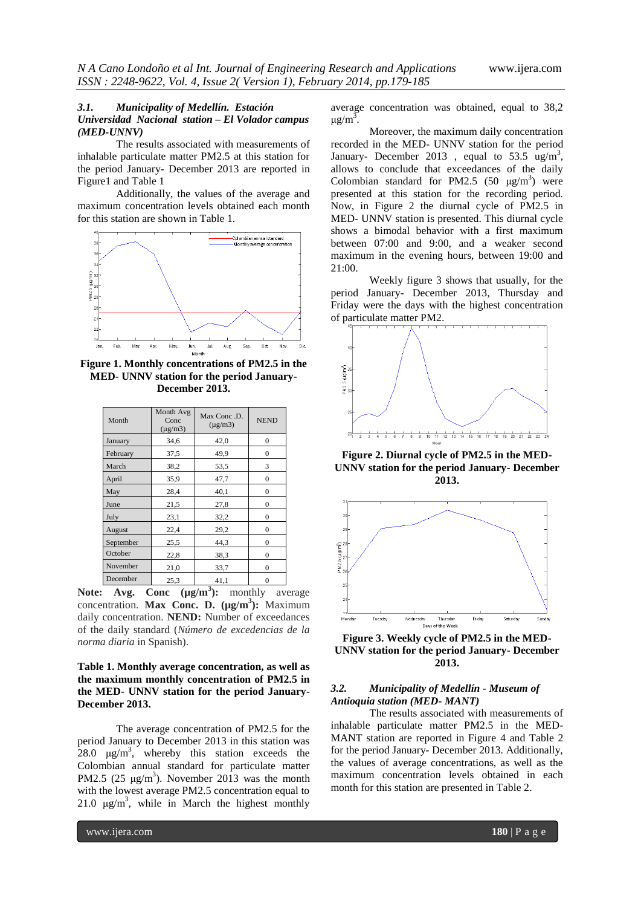### *3.1. Municipality of Medellín. Estación Universidad Nacional station – El Volador campus (MED-UNNV)*

The results associated with measurements of inhalable particulate matter PM2.5 at this station for the period January- December 2013 are reported in Figure1 and Table 1

Additionally, the values of the average and maximum concentration levels obtained each month for this station are shown in Table 1.

**Figure 1. Monthly concentrations of PM2.5 in the MED- UNNV station for the period January- December 2013.**

| Month | Month Avg Conc (μg/m3) | Max Conc .D. (μg/m3) | NEND |
|---|---|---|---|
| January | 34,6 | 42,0 | 0 |
| February | 37,5 | 49,9 | 0 |
| March | 38,2 | 53,5 | 3 |
| April | 35,9 | 47,7 | 0 |
| May | 28,4 | 40,1 | 0 |
| June | 21,5 | 27,8 | 0 |
| July | 23,1 | 32,2 | 0 |
| August | 22,4 | 29,2 | 0 |
| September | 25,5 | 44,3 | 0 |
| October | 22,8 | 38,3 | 0 |
| November | 21,0 | 33,7 | 0 |
| December | 25,3 | 41,1 | 0 |

**Note: Avg. Conc (μg/m$^3$):** monthly average concentration. **Max Conc. D. (μg/m$^3$):** Maximum daily concentration. **NEND:** Number of exceedances of the daily standard (*Número de excedencias de la norma diaria* in Spanish).

**Table 1. Monthly average concentration, as well as the maximum monthly concentration of PM2.5 in the MED- UNNV station for the period January- December 2013.**

The average concentration of PM2.5 for the period January to December 2013 in this station was 28.0 μg/m$^3$, whereby this station exceeds the Colombian annual standard for particulate matter PM2.5 (25 μg/m$^3$). November 2013 was the month with the lowest average PM2.5 concentration equal to 21.0 μg/m$^3$, while in March the highest monthly average concentration was obtained, equal to 38,2 μg/m$^3$.

Moreover, the maximum daily concentration recorded in the MED- UNNV station for the period January- December 2013 , equal to 53.5 ug/m$^3$, allows to conclude that exceedances of the daily Colombian standard for PM2.5 (50 μg/m$^3$) were presented at this station for the recording period. Now, in Figure 2 the diurnal cycle of PM2.5 in MED- UNNV station is presented. This diurnal cycle shows a bimodal behavior with a first maximum between 07:00 and 9:00, and a weaker second maximum in the evening hours, between 19:00 and 21:00.

Weekly figure 3 shows that usually, for the period January- December 2013, Thursday and Friday were the days with the highest concentration of particulate matter PM2.

**Figure 2. Diurnal cycle of PM2.5 in the MED- UNNV station for the period January- December 2013.**

**Figure 3. Weekly cycle of PM2.5 in the MED- UNNV station for the period January- December 2013.**

### *3.2. Municipality of Medellín - Museum of Antioquia station (MED- MANT)*

The results associated with measurements of inhalable particulate matter PM2.5 in the MED- MANT station are reported in Figure 4 and Table 2 for the period January- December 2013. Additionally, the values of average concentrations, as well as the maximum concentration levels obtained in each month for this station are presented in Table 2.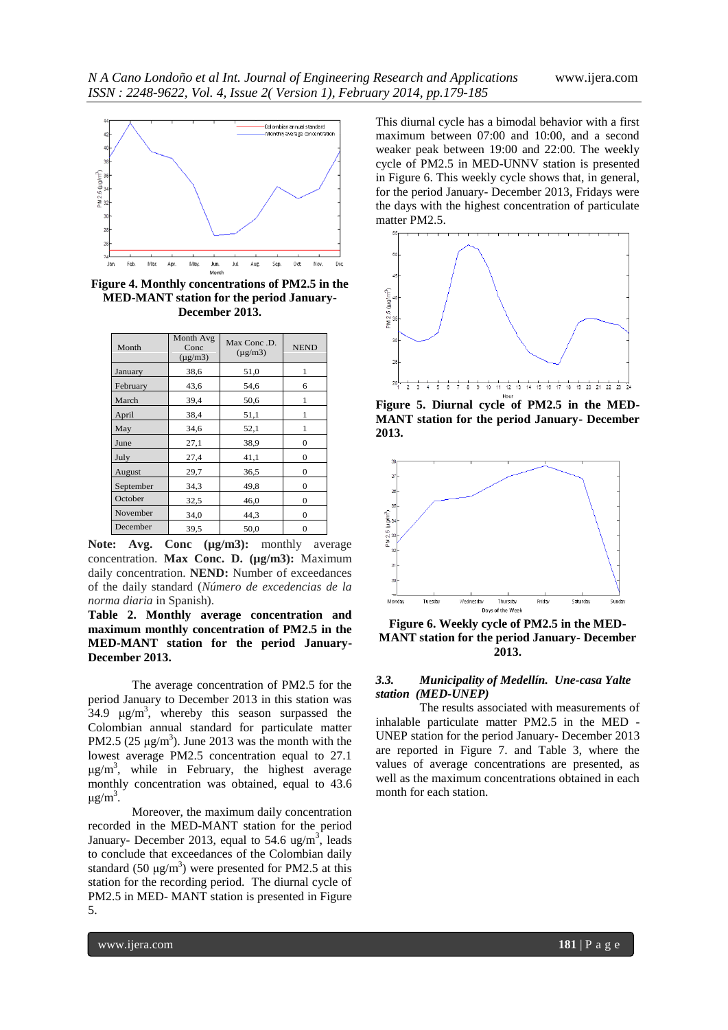**Figure 4. Monthly concentrations of PM2.5 in the MED-MANT station for the period January-December 2013.**

| Month | Month Avg Conc (µg/m3) | Max Conc .D. (µg/m3) | NEND |
|---|---|---|---|
| January | 38,6 | 51,0 | 1 |
| February | 43,6 | 54,6 | 6 |
| March | 39,4 | 50,6 | 1 |
| April | 38,4 | 51,1 | 1 |
| May | 34,6 | 52,1 | 1 |
| June | 27,1 | 38,9 | 0 |
| July | 27,4 | 41,1 | 0 |
| August | 29,7 | 36,5 | 0 |
| September | 34,3 | 49,8 | 0 |
| October | 32,5 | 46,0 | 0 |
| November | 34,0 | 44,3 | 0 |
| December | 39,5 | 50,0 | 0 |

**Note: Avg. Conc (µg/m3):** monthly average concentration. **Max Conc. D. (µg/m3):** Maximum daily concentration. **NEND:** Number of exceedances of the daily standard (*Número de excedencias de la norma diaria* in Spanish).

**Table 2. Monthly average concentration and maximum monthly concentration of PM2.5 in the MED-MANT station for the period January-December 2013.**

The average concentration of PM2.5 for the period January to December 2013 in this station was 34.9 $\mu g/m^3$, whereby this season surpassed the Colombian annual standard for particulate matter PM2.5 (25 $\mu g/m^3$). June 2013 was the month with the lowest average PM2.5 concentration equal to 27.1 $\mu g/m^3$, while in February, the highest average monthly concentration was obtained, equal to 43.6 $\mu g/m^3$.

Moreover, the maximum daily concentration recorded in the MED-MANT station for the period January- December 2013, equal to 54.6 $ug/m^3$, leads to conclude that exceedances of the Colombian daily standard (50 $\mu g/m^3$) were presented for PM2.5 at this station for the recording period. The diurnal cycle of PM2.5 in MED- MANT station is presented in Figure 5.

This diurnal cycle has a bimodal behavior with a first maximum between 07:00 and 10:00, and a second weaker peak between 19:00 and 22:00. The weekly cycle of PM2.5 in MED-UNNV station is presented in Figure 6. This weekly cycle shows that, in general, for the period January- December 2013, Fridays were the days with the highest concentration of particulate matter PM2.5.

**Figure 5. Diurnal cycle of PM2.5 in the MED-MANT station for the period January- December 2013.**

**Figure 6. Weekly cycle of PM2.5 in the MED-MANT station for the period January- December 2013.**

### *3.3. Municipality of Medellín. Une-casa Yalte station (MED-UNEP)*

The results associated with measurements of inhalable particulate matter PM2.5 in the MED - UNEP station for the period January- December 2013 are reported in Figure 7. and Table 3, where the values of average concentrations are presented, as well as the maximum concentrations obtained in each month for each station.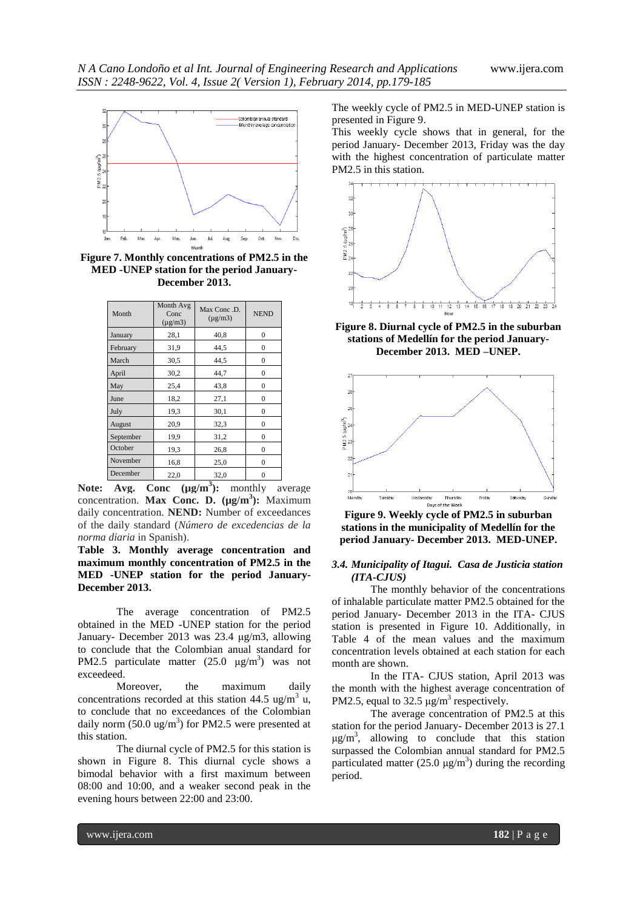Figure 7. **Monthly concentrations of PM2.5 in the MED -UNEP station for the period January- December 2013.**

| Month | Month Avg Conc (µg/m3) | Max Conc .D. (µg/m3) | NEND |
|---|---|---|---|
| January | 28,1 | 40,8 | 0 |
| February | 31,9 | 44,5 | 0 |
| March | 30,5 | 44,5 | 0 |
| April | 30,2 | 44,7 | 0 |
| May | 25,4 | 43,8 | 0 |
| June | 18,2 | 27,1 | 0 |
| July | 19,3 | 30,1 | 0 |
| August | 20,9 | 32,3 | 0 |
| September | 19,9 | 31,2 | 0 |
| October | 19,3 | 26,8 | 0 |
| November | 16,8 | 25,0 | 0 |
| December | 22,0 | 32,0 | 0 |

**Note: Avg. Conc (µg/m$^3$):** monthly average concentration. **Max Conc. D. (µg/m$^3$):** Maximum daily concentration. **NEND:** Number of exceedances of the daily standard (*Número de excedencias de la norma diaria* in Spanish).

**Table 3. Monthly average concentration and maximum monthly concentration of PM2.5 in the MED -UNEP station for the period January- December 2013.**

The average concentration of PM2.5 obtained in the MED -UNEP station for the period January- December 2013 was 23.4 µg/m3, allowing to conclude that the Colombian anual standard for PM2.5 particulate matter (25.0 µg/m$^3$) was not exceedeed.

Moreover, the maximum daily concentrations recorded at this station 44.5 ug/m$^3$ u, to conclude that no exceedances of the Colombian daily norm (50.0 ug/m$^3$) for PM2.5 were presented at this station.

The diurnal cycle of PM2.5 for this station is shown in Figure 8. This diurnal cycle shows a bimodal behavior with a first maximum between 08:00 and 10:00, and a weaker second peak in the evening hours between 22:00 and 23:00.

The weekly cycle of PM2.5 in MED-UNEP station is presented in Figure 9.

This weekly cycle shows that in general, for the period January- December 2013, Friday was the day with the highest concentration of particulate matter PM2.5 in this station.

**Figure 8. Diurnal cycle of PM2.5 in the suburban stations of Medellín for the period January- December 2013. MED –UNEP.**

**Figure 9. Weekly cycle of PM2.5 in suburban stations in the municipality of Medellín for the period January- December 2013. MED-UNEP.**

### *3.4. Municipality of Itagui. Casa de Justicia station (ITA-CJUS)*

The monthly behavior of the concentrations of inhalable particulate matter PM2.5 obtained for the period January- December 2013 in the ITA- CJUS station is presented in Figure 10. Additionally, in Table 4 of the mean values and the maximum concentration levels obtained at each station for each month are shown.

In the ITA- CJUS station, April 2013 was the month with the highest average concentration of PM2.5, equal to 32.5 µg/m$^3$ respectively.

The average concentration of PM2.5 at this station for the period January- December 2013 is 27.1 µg/m$^3$, allowing to conclude that this station surpassed the Colombian annual standard for PM2.5 particulated matter (25.0 µg/m$^3$) during the recording period.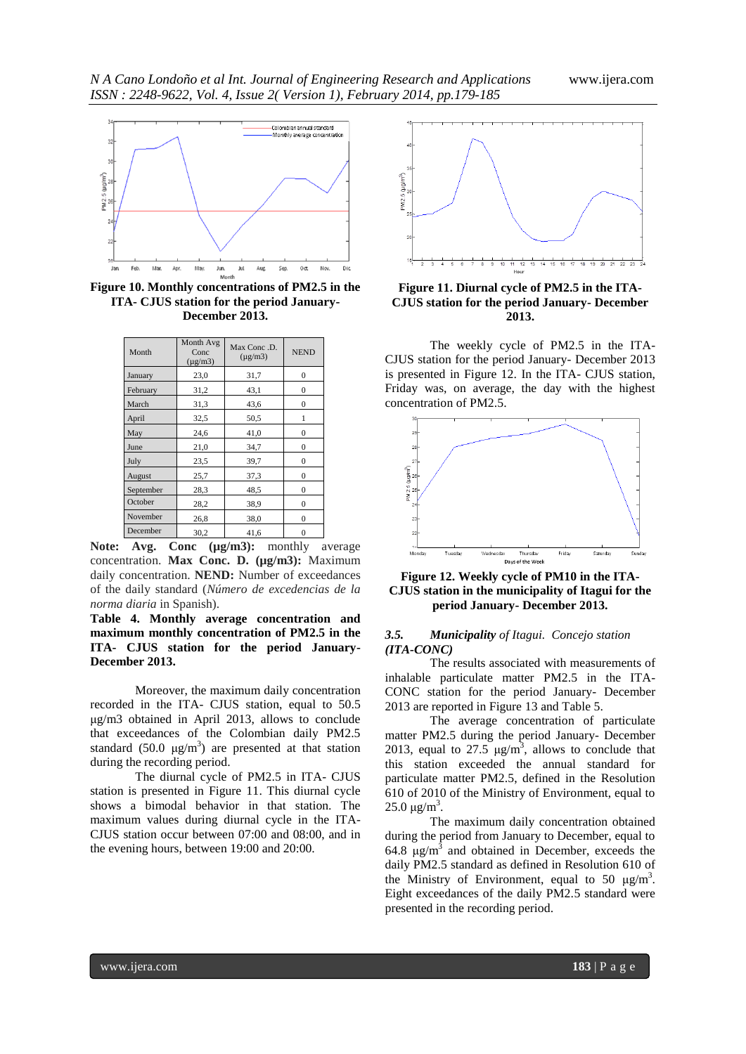**Figure 10. Monthly concentrations of PM2.5 in the ITA- CJUS station for the period January- December 2013.**

| Month | Month Avg Conc (μg/m3) | Max Conc .D. (μg/m3) | NEND |
|---|---|---|---|
| January | 23,0 | 31,7 | 0 |
| February | 31,2 | 43,1 | 0 |
| March | 31,3 | 43,6 | 0 |
| April | 32,5 | 50,5 | 1 |
| May | 24,6 | 41,0 | 0 |
| June | 21,0 | 34,7 | 0 |
| July | 23,5 | 39,7 | 0 |
| August | 25,7 | 37,3 | 0 |
| September | 28,3 | 48,5 | 0 |
| October | 28,2 | 38,9 | 0 |
| November | 26,8 | 38,0 | 0 |
| December | 30,2 | 41,6 | 0 |

**Note: Avg. Conc (μg/m3):** monthly average concentration. **Max Conc. D. (μg/m3):** Maximum daily concentration. **NEND:** Number of exceedances of the daily standard (*Número de excedencias de la norma diaria* in Spanish).

**Table 4. Monthly average concentration and maximum monthly concentration of PM2.5 in the ITA- CJUS station for the period January- December 2013.**

Moreover, the maximum daily concentration recorded in the ITA- CJUS station, equal to 50.5 μg/m3 obtained in April 2013, allows to conclude that exceedances of the Colombian daily PM2.5 standard (50.0 $\mu g/m^3$) are presented at that station during the recording period.

The diurnal cycle of PM2.5 in ITA- CJUS station is presented in Figure 11. This diurnal cycle shows a bimodal behavior in that station. The maximum values during diurnal cycle in the ITA- CJUS station occur between 07:00 and 08:00, and in the evening hours, between 19:00 and 20:00.

**Figure 11. Diurnal cycle of PM2.5 in the ITA- CJUS station for the period January- December 2013.**

The weekly cycle of PM2.5 in the ITA- CJUS station for the period January- December 2013 is presented in Figure 12. In the ITA- CJUS station, Friday was, on average, the day with the highest concentration of PM2.5.

**Figure 12. Weekly cycle of PM10 in the ITA- CJUS station in the municipality of Itagui for the period January- December 2013.**

### 3.5. ***Municipality*** *of Itagui. Concejo station (ITA-CONC)*

The results associated with measurements of inhalable particulate matter PM2.5 in the ITA- CONC station for the period January- December 2013 are reported in Figure 13 and Table 5.

The average concentration of particulate matter PM2.5 during the period January- December 2013, equal to 27.5 $\mu g/m^3$, allows to conclude that this station exceeded the annual standard for particulate matter PM2.5, defined in the Resolution 610 of 2010 of the Ministry of Environment, equal to 25.0 $\mu g/m^3$.

The maximum daily concentration obtained during the period from January to December, equal to 64.8 $\mu g/m^3$ and obtained in December, exceeds the daily PM2.5 standard as defined in Resolution 610 of the Ministry of Environment, equal to 50 $\mu g/m^3$. Eight exceedances of the daily PM2.5 standard were presented in the recording period.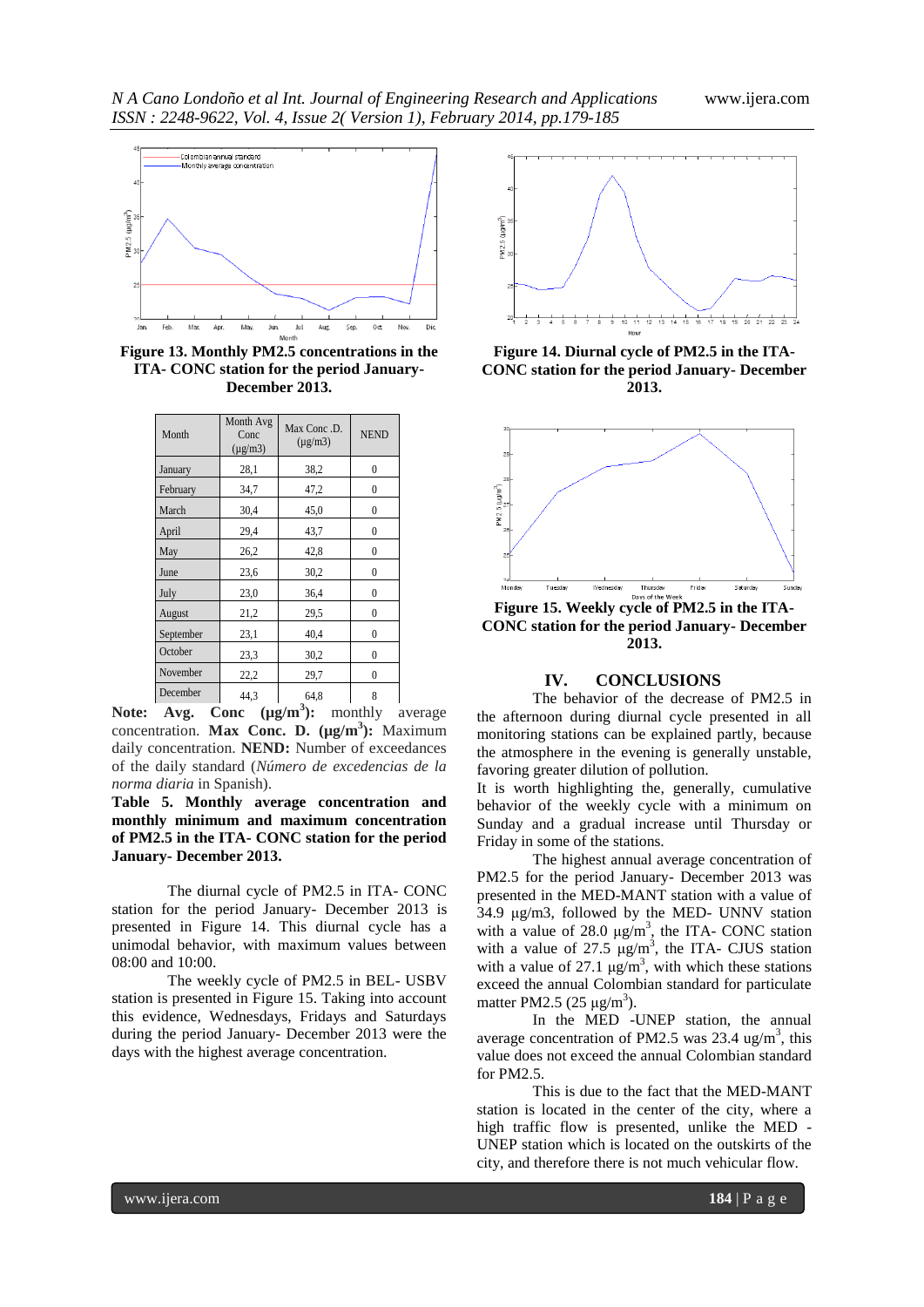**Figure 13. Monthly PM2.5 concentrations in the ITA- CONC station for the period January- December 2013.**

| Month | Month Avg Conc (μg/m3) | Max Conc .D. (μg/m3) | NEND |
|---|---|---|---|
| January | 28,1 | 38,2 | 0 |
| February | 34,7 | 47,2 | 0 |
| March | 30,4 | 45,0 | 0 |
| April | 29,4 | 43,7 | 0 |
| May | 26,2 | 42,8 | 0 |
| June | 23,6 | 30,2 | 0 |
| July | 23,0 | 36,4 | 0 |
| August | 21,2 | 29,5 | 0 |
| September | 23,1 | 40,4 | 0 |
| October | 23,3 | 30,2 | 0 |
| November | 22,2 | 29,7 | 0 |
| December | 44,3 | 64,8 | 8 |

**Note: Avg. Conc (μg/m$^3$):** monthly average concentration. **Max Conc. D. (μg/m$^3$):** Maximum daily concentration. **NEND:** Number of exceedances of the daily standard (*Número de excedencias de la norma diaria* in Spanish).

**Table 5. Monthly average concentration and monthly minimum and maximum concentration of PM2.5 in the ITA- CONC station for the period January- December 2013.**

The diurnal cycle of PM2.5 in ITA- CONC station for the period January- December 2013 is presented in Figure 14. This diurnal cycle has a unimodal behavior, with maximum values between 08:00 and 10:00.

The weekly cycle of PM2.5 in BEL- USBV station is presented in Figure 15. Taking into account this evidence, Wednesdays, Fridays and Saturdays during the period January- December 2013 were the days with the highest average concentration.

**Figure 14. Diurnal cycle of PM2.5 in the ITA- CONC station for the period January- December 2013.**

**Figure 15. Weekly cycle of PM2.5 in the ITA- CONC station for the period January- December 2013.**

## IV. CONCLUSIONS

The behavior of the decrease of PM2.5 in the afternoon during diurnal cycle presented in all monitoring stations can be explained partly, because the atmosphere in the evening is generally unstable, favoring greater dilution of pollution.

It is worth highlighting the, generally, cumulative behavior of the weekly cycle with a minimum on Sunday and a gradual increase until Thursday or Friday in some of the stations.

The highest annual average concentration of PM2.5 for the period January- December 2013 was presented in the MED-MANT station with a value of 34.9 μg/m3, followed by the MED- UNNV station with a value of 28.0 μg/m$^3$, the ITA- CONC station with a value of 27.5 μg/m$^3$, the ITA- CJUS station with a value of 27.1 μg/m$^3$, with which these stations exceed the annual Colombian standard for particulate matter PM2.5 (25 μg/m$^3$).

In the MED -UNEP station, the annual average concentration of PM2.5 was 23.4 ug/m$^3$, this value does not exceed the annual Colombian standard for PM2.5.

This is due to the fact that the MED-MANT station is located in the center of the city, where a high traffic flow is presented, unlike the MED - UNEP station which is located on the outskirts of the city, and therefore there is not much vehicular flow.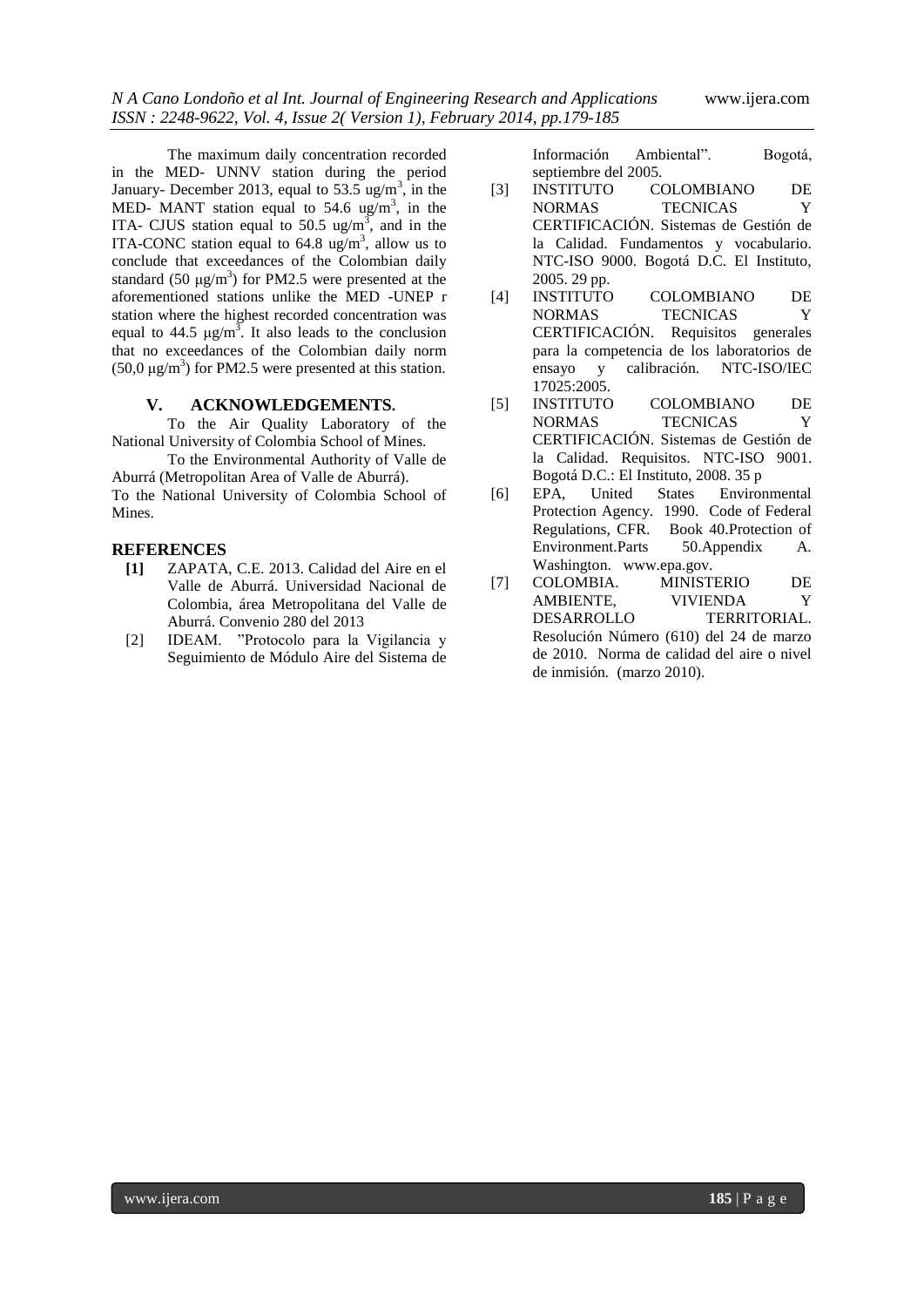The maximum daily concentration recorded in the MED- UNNV station during the period January- December 2013, equal to 53.5 ug/m$^3$, in the MED- MANT station equal to 54.6 ug/m$^3$, in the ITA- CJUS station equal to 50.5 ug/m$^3$, and in the ITA-CONC station equal to 64.8 ug/m$^3$, allow us to conclude that exceedances of the Colombian daily standard (50 μg/m$^3$) for PM2.5 were presented at the aforementioned stations unlike the MED -UNEP r station where the highest recorded concentration was equal to 44.5 μg/m$^3$. It also leads to the conclusion that no exceedances of the Colombian daily norm (50,0 μg/m$^3$) for PM2.5 were presented at this station.

## V. ACKNOWLEDGEMENTS.

To the Air Quality Laboratory of the National University of Colombia School of Mines.

To the Environmental Authority of Valle de Aburrá (Metropolitan Area of Valle de Aburrá).

To the National University of Colombia School of Mines.

## REFERENCES

**[1]** ZAPATA, C.E. 2013. Calidad del Aire en el Valle de Aburrá. Universidad Nacional de Colombia, área Metropolitana del Valle de Aburrá. Convenio 280 del 2013

[2] IDEAM. "Protocolo para la Vigilancia y Seguimiento de Módulo Aire del Sistema de Información Ambiental". Bogotá, septiembre del 2005.

[3] INSTITUTO COLOMBIANO DE NORMAS TECNICAS Y CERTIFICACIÓN. Sistemas de Gestión de la Calidad. Fundamentos y vocabulario. NTC-ISO 9000. Bogotá D.C. El Instituto, 2005. 29 pp.

[4] INSTITUTO COLOMBIANO DE NORMAS TECNICAS Y CERTIFICACIÓN. Requisitos generales para la competencia de los laboratorios de ensayo y calibración. NTC-ISO/IEC 17025:2005.

[5] INSTITUTO COLOMBIANO DE NORMAS TECNICAS Y CERTIFICACIÓN. Sistemas de Gestión de la Calidad. Requisitos. NTC-ISO 9001. Bogotá D.C.: El Instituto, 2008. 35 p

[6] EPA, United States Environmental Protection Agency. 1990. Code of Federal Regulations, CFR. Book 40.Protection of Environment.Parts 50.Appendix A. Washington. www.epa.gov.

[7] COLOMBIA. MINISTERIO DE AMBIENTE, VIVIENDA Y DESARROLLO TERRITORIAL. Resolución Número (610) del 24 de marzo de 2010. Norma de calidad del aire o nivel de inmisión. (marzo 2010).